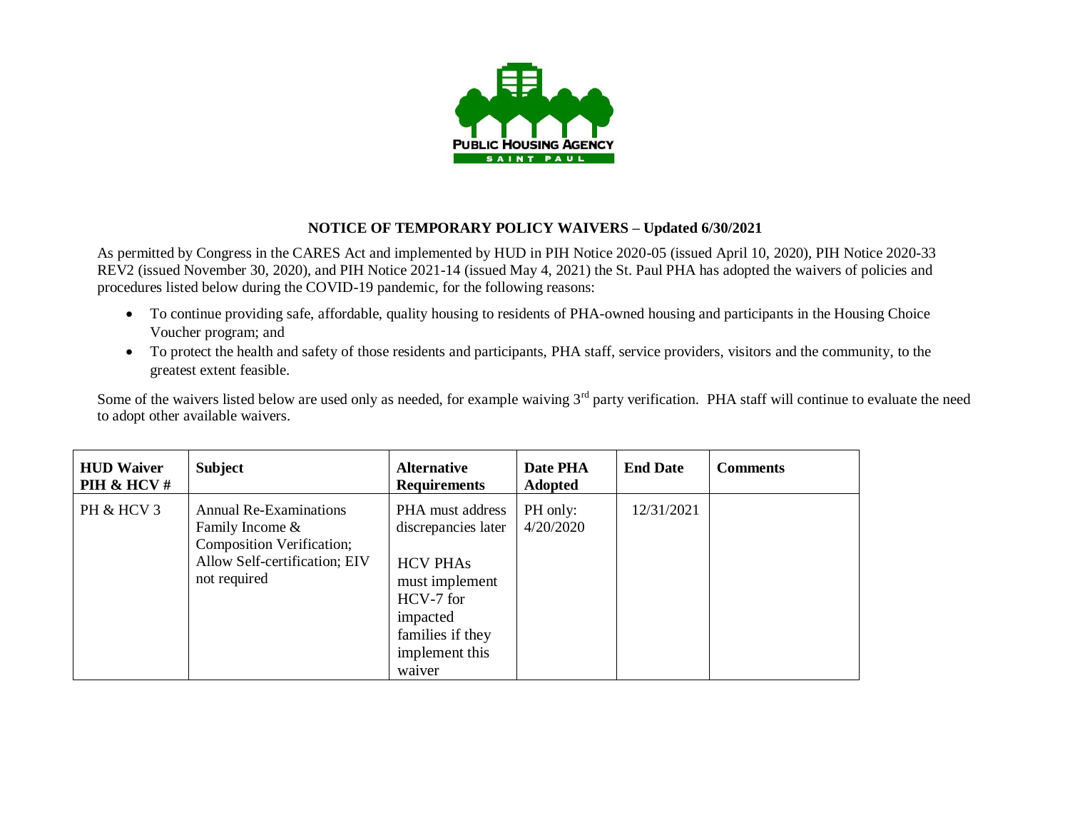PUBLIC HOUSING AGENCY
SAINT PAUL

**NOTICE OF TEMPORARY POLICY WAIVERS – Updated 6/30/2021**

As permitted by Congress in the CARES Act and implemented by HUD in PIH Notice 2020-05 (issued April 10, 2020), PIH Notice 2020-33 REV2 (issued November 30, 2020), and PIH Notice 2021-14 (issued May 4, 2021) the St. Paul PHA has adopted the waivers of policies and procedures listed below during the COVID-19 pandemic, for the following reasons:

- To continue providing safe, affordable, quality housing to residents of PHA-owned housing and participants in the Housing Choice Voucher program; and
- To protect the health and safety of those residents and participants, PHA staff, service providers, visitors and the community, to the greatest extent feasible.

Some of the waivers listed below are used only as needed, for example waiving 3rd party verification. PHA staff will continue to evaluate the need to adopt other available waivers.

| HUD Waiver PIH & HCV # | Subject | Alternative Requirements | Date PHA Adopted | End Date | Comments |
|---|---|---|---|---|---|
| PH & HCV 3 | Annual Re-Examinations Family Income & Composition Verification; Allow Self-certification; EIV not required | PHA must address discrepancies later<br><br>HCV PHAs must implement HCV-7 for impacted families if they implement this waiver | PH only: 4/20/2020 | 12/31/2021 | |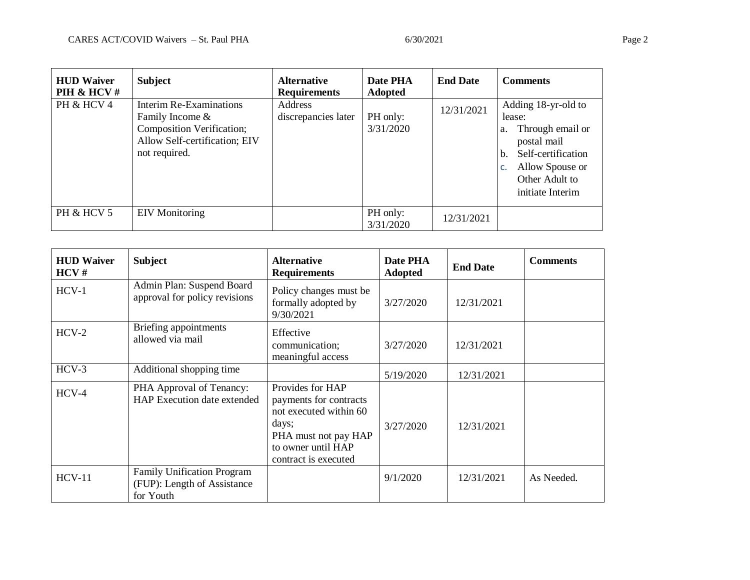| HUD Waiver PIH & HCV # | Subject | Alternative Requirements | Date PHA Adopted | End Date | Comments |
|---|---|---|---|---|---|
| PH & HCV 4 | Interim Re-Examinations Family Income & Composition Verification; Allow Self-certification; EIV not required. | Address discrepancies later | PH only: 3/31/2020 | 12/31/2021 | Adding 18-yr-old to lease:<br>a. Through email or postal mail<br>b. Self-certification<br>c. Allow Spouse or Other Adult to initiate Interim |
| PH & HCV 5 | EIV Monitoring | | PH only: 3/31/2020 | 12/31/2021 | |

| HUD Waiver HCV # | Subject | Alternative Requirements | Date PHA Adopted | End Date | Comments |
|---|---|---|---|---|---|
| HCV-1 | Admin Plan: Suspend Board approval for policy revisions | Policy changes must be formally adopted by 9/30/2021 | 3/27/2020 | 12/31/2021 | |
| HCV-2 | Briefing appointments allowed via mail | Effective communication; meaningful access | 3/27/2020 | 12/31/2021 | |
| HCV-3 | Additional shopping time | | 5/19/2020 | 12/31/2021 | |
| HCV-4 | PHA Approval of Tenancy: HAP Execution date extended | Provides for HAP payments for contracts not executed within 60 days;<br>PHA must not pay HAP to owner until HAP contract is executed | 3/27/2020 | 12/31/2021 | |
| HCV-11 | Family Unification Program (FUP): Length of Assistance for Youth | | 9/1/2020 | 12/31/2021 | As Needed. |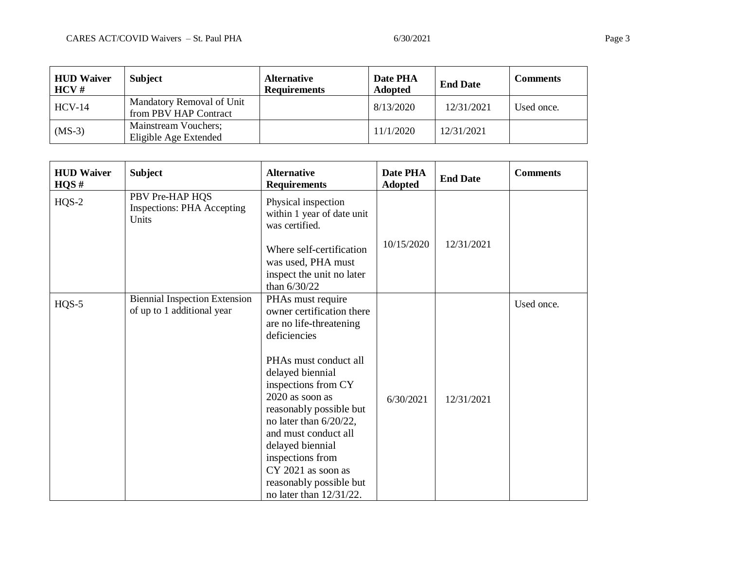| HUD Waiver HCV # | Subject | Alternative Requirements | Date PHA Adopted | End Date | Comments |
|---|---|---|---|---|---|
| HCV-14 | Mandatory Removal of Unit from PBV HAP Contract | | 8/13/2020 | 12/31/2021 | Used once. |
| (MS-3) | Mainstream Vouchers; Eligible Age Extended | | 11/1/2020 | 12/31/2021 | |

| HUD Waiver HQS # | Subject | Alternative Requirements | Date PHA Adopted | End Date | Comments |
|---|---|---|---|---|---|
| HQS-2 | PBV Pre-HAP HQS Inspections: PHA Accepting Units | Physical inspection within 1 year of date unit was certified. <br><br> Where self-certification was used, PHA must inspect the unit no later than 6/30/22 | 10/15/2020 | 12/31/2021 | |
| HQS-5 | Biennial Inspection Extension of up to 1 additional year | PHAs must require owner certification there are no life-threatening deficiencies <br><br> PHAs must conduct all delayed biennial inspections from CY 2020 as soon as reasonably possible but no later than 6/20/22, and must conduct all delayed biennial inspections from CY 2021 as soon as reasonably possible but no later than 12/31/22. | 6/30/2021 | 12/31/2021 | Used once. |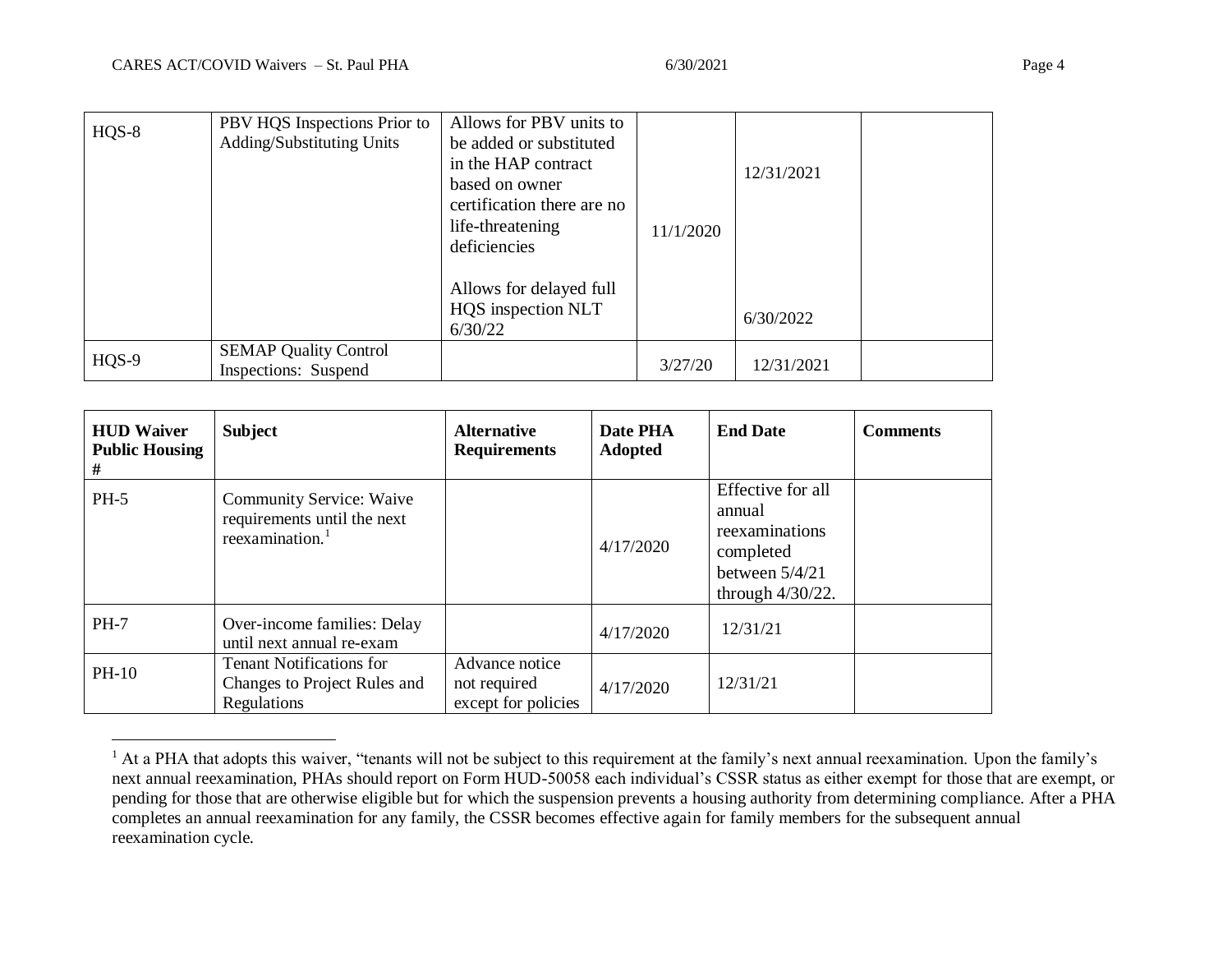| | | | | | |
|---|---|---|---|---|---|
| HQS-8 | PBV HQS Inspections Prior to Adding/Substituting Units | Allows for PBV units to be added or substituted in the HAP contract based on owner certification there are no life-threatening deficiencies<br><br>Allows for delayed full HQS inspection NLT 6/30/22 | 11/1/2020 | 12/31/2021<br><br>6/30/2022 | |
| HQS-9 | SEMAP Quality Control Inspections: Suspend | | 3/27/20 | 12/31/2021 | |

| HUD Waiver Public Housing # | Subject | Alternative Requirements | Date PHA Adopted | End Date | Comments |
|---|---|---|---|---|---|
| PH-5 | Community Service: Waive requirements until the next reexamination.[1] | | 4/17/2020 | Effective for all annual reexaminations completed between 5/4/21 through 4/30/22. | |
| PH-7 | Over-income families: Delay until next annual re-exam | | 4/17/2020 | 12/31/21 | |
| PH-10 | Tenant Notifications for Changes to Project Rules and Regulations | Advance notice not required except for policies | 4/17/2020 | 12/31/21 | |

[1] At a PHA that adopts this waiver, "tenants will not be subject to this requirement at the family's next annual reexamination. Upon the family's next annual reexamination, PHAs should report on Form HUD-50058 each individual's CSSR status as either exempt for those that are exempt, or pending for those that are otherwise eligible but for which the suspension prevents a housing authority from determining compliance. After a PHA completes an annual reexamination for any family, the CSSR becomes effective again for family members for the subsequent annual reexamination cycle.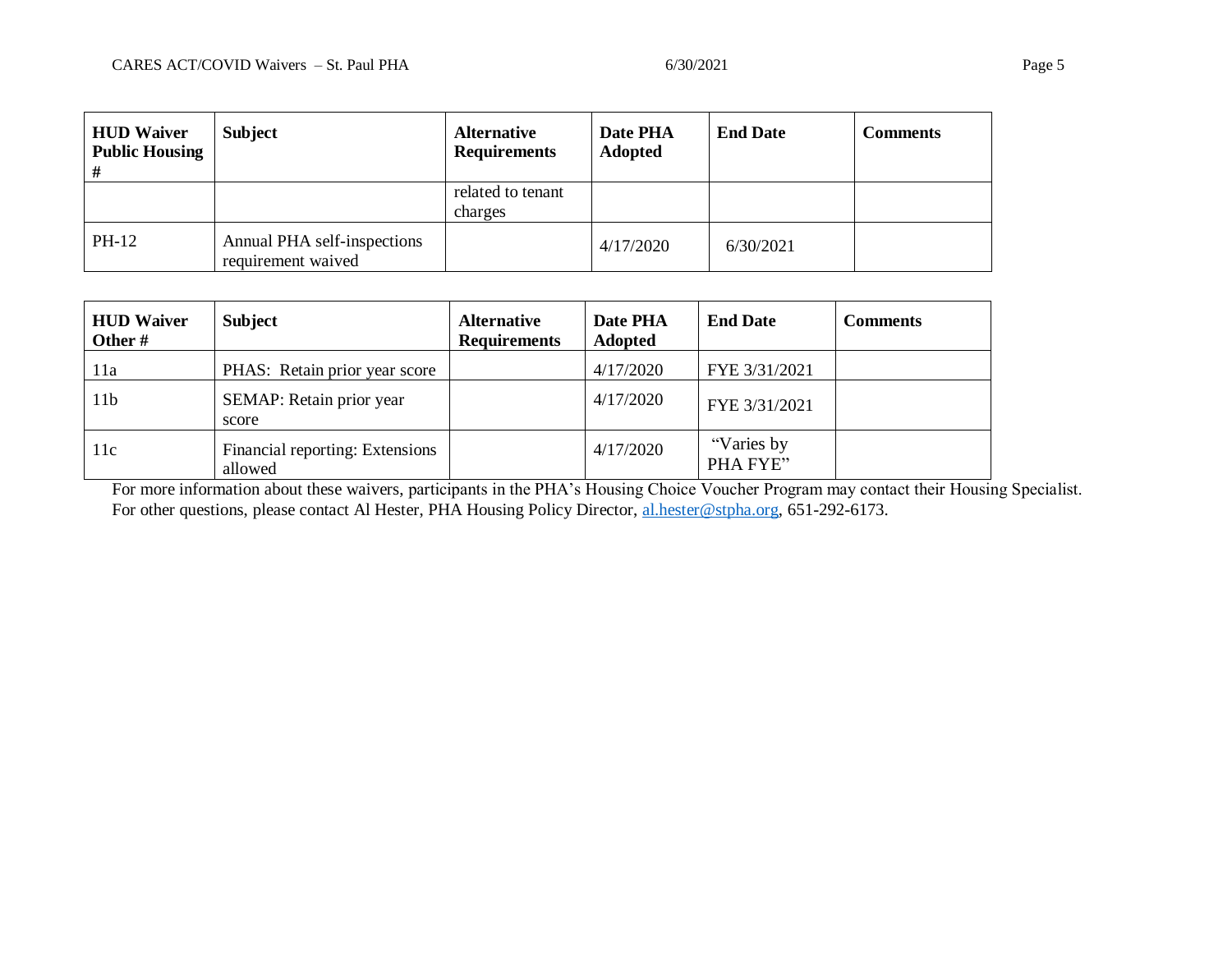| HUD Waiver Public Housing # | Subject | Alternative Requirements | Date PHA Adopted | End Date | Comments |
|---|---|---|---|---|---|
| | | related to tenant charges | | | |
| PH-12 | Annual PHA self-inspections requirement waived | | 4/17/2020 | 6/30/2021 | |

| HUD Waiver Other # | Subject | Alternative Requirements | Date PHA Adopted | End Date | Comments |
|---|---|---|---|---|---|
| 11a | PHAS: Retain prior year score | | 4/17/2020 | FYE 3/31/2021 | |
| 11b | SEMAP: Retain prior year score | | 4/17/2020 | FYE 3/31/2021 | |
| 11c | Financial reporting: Extensions allowed | | 4/17/2020 | "Varies by PHA FYE" | |

For more information about these waivers, participants in the PHA's Housing Choice Voucher Program may contact their Housing Specialist. For other questions, please contact Al Hester, PHA Housing Policy Director, al.hester@stpha.org, 651-292-6173.